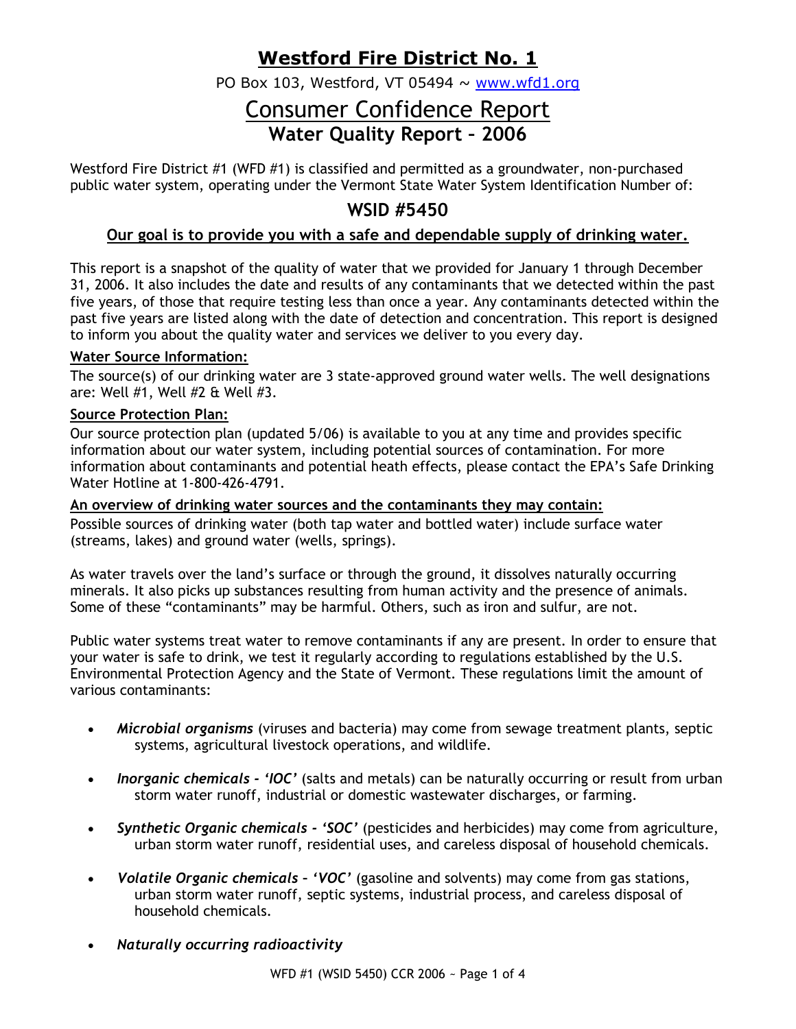# Westford Fire District No. 1

PO Box 103, Westford, VT 05494 ~ www.wfd1.org

# Consumer Confidence Report

## Water Quality Report – 2006

Westford Fire District #1 (WFD #1) is classified and permitted as a groundwater, non-purchased public water system, operating under the Vermont State Water System Identification Number of:

## WSID #5450

**Our goal is to provide you with a safe and dependable supply of drinking water.**

This report is a snapshot of the quality of water that we provided for January 1 through December 31, 2006. It also includes the date and results of any contaminants that we detected within the past five years, of those that require testing less than once a year. Any contaminants detected within the past five years are listed along with the date of detection and concentration. This report is designed to inform you about the quality water and services we deliver to you every day.

**Water Source Information:**

The source(s) of our drinking water are 3 state-approved ground water wells. The well designations are: Well #1, Well #2 & Well #3.

**Source Protection Plan:**

Our source protection plan (updated 5/06) is available to you at any time and provides specific information about our water system, including potential sources of contamination. For more information about contaminants and potential heath effects, please contact the EPA's Safe Drinking Water Hotline at 1-800-426-4791.

**An overview of drinking water sources and the contaminants they may contain:**

Possible sources of drinking water (both tap water and bottled water) include surface water (streams, lakes) and ground water (wells, springs).

As water travels over the land's surface or through the ground, it dissolves naturally occurring minerals. It also picks up substances resulting from human activity and the presence of animals. Some of these "contaminants" may be harmful. Others, such as iron and sulfur, are not.

Public water systems treat water to remove contaminants if any are present. In order to ensure that your water is safe to drink, we test it regularly according to regulations established by the U.S. Environmental Protection Agency and the State of Vermont. These regulations limit the amount of various contaminants:

- ***Microbial organisms*** (viruses and bacteria) may come from sewage treatment plants, septic systems, agricultural livestock operations, and wildlife.
- ***Inorganic chemicals - 'IOC'*** (salts and metals) can be naturally occurring or result from urban storm water runoff, industrial or domestic wastewater discharges, or farming.
- ***Synthetic Organic chemicals - 'SOC'*** (pesticides and herbicides) may come from agriculture, urban storm water runoff, residential uses, and careless disposal of household chemicals.
- ***Volatile Organic chemicals – 'VOC'*** (gasoline and solvents) may come from gas stations, urban storm water runoff, septic systems, industrial process, and careless disposal of household chemicals.
- ***Naturally occurring radioactivity***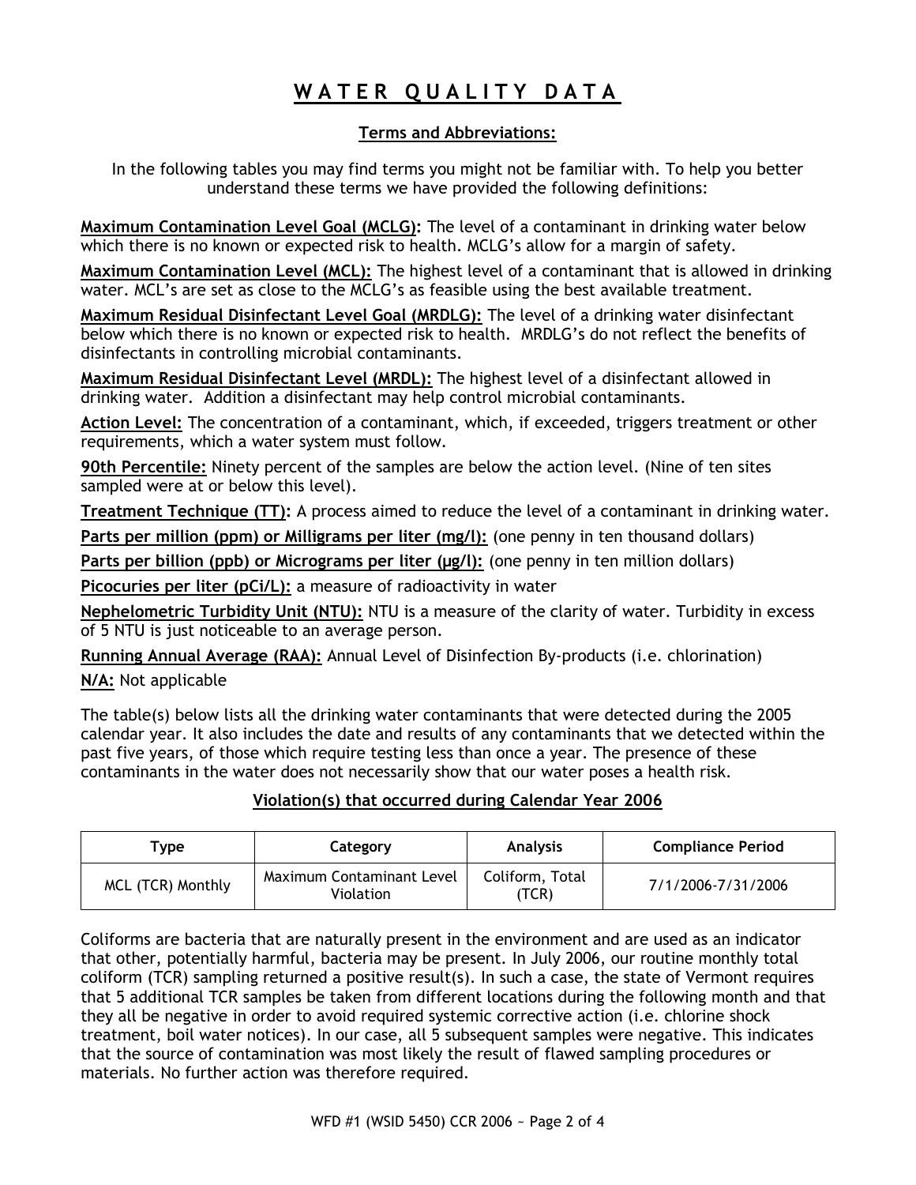# WATER QUALITY DATA

## Terms and Abbreviations:

In the following tables you may find terms you might not be familiar with. To help you better understand these terms we have provided the following definitions:

**Maximum Contamination Level Goal (MCLG):** The level of a contaminant in drinking water below which there is no known or expected risk to health. MCLG's allow for a margin of safety.

**Maximum Contamination Level (MCL):** The highest level of a contaminant that is allowed in drinking water. MCL's are set as close to the MCLG's as feasible using the best available treatment.

**Maximum Residual Disinfectant Level Goal (MRDLG):** The level of a drinking water disinfectant below which there is no known or expected risk to health. MRDLG's do not reflect the benefits of disinfectants in controlling microbial contaminants.

**Maximum Residual Disinfectant Level (MRDL):** The highest level of a disinfectant allowed in drinking water. Addition a disinfectant may help control microbial contaminants.

**Action Level:** The concentration of a contaminant, which, if exceeded, triggers treatment or other requirements, which a water system must follow.

**90th Percentile:** Ninety percent of the samples are below the action level. (Nine of ten sites sampled were at or below this level).

**Treatment Technique (TT):** A process aimed to reduce the level of a contaminant in drinking water.

**Parts per million (ppm) or Milligrams per liter (mg/l):** (one penny in ten thousand dollars)

**Parts per billion (ppb) or Micrograms per liter (µg/l):** (one penny in ten million dollars)

**Picocuries per liter (pCi/L):** a measure of radioactivity in water

**Nephelometric Turbidity Unit (NTU):** NTU is a measure of the clarity of water. Turbidity in excess of 5 NTU is just noticeable to an average person.

**Running Annual Average (RAA):** Annual Level of Disinfection By-products (i.e. chlorination)

**N/A:** Not applicable

The table(s) below lists all the drinking water contaminants that were detected during the 2005 calendar year. It also includes the date and results of any contaminants that we detected within the past five years, of those which require testing less than once a year. The presence of these contaminants in the water does not necessarily show that our water poses a health risk.

## Violation(s) that occurred during Calendar Year 2006

| Type | Category | Analysis | Compliance Period |
|---|---|---|---|
| MCL (TCR) Monthly | Maximum Contaminant Level Violation | Coliform, Total (TCR) | 7/1/2006-7/31/2006 |

Coliforms are bacteria that are naturally present in the environment and are used as an indicator that other, potentially harmful, bacteria may be present. In July 2006, our routine monthly total coliform (TCR) sampling returned a positive result(s). In such a case, the state of Vermont requires that 5 additional TCR samples be taken from different locations during the following month and that they all be negative in order to avoid required systemic corrective action (i.e. chlorine shock treatment, boil water notices). In our case, all 5 subsequent samples were negative. This indicates that the source of contamination was most likely the result of flawed sampling procedures or materials. No further action was therefore required.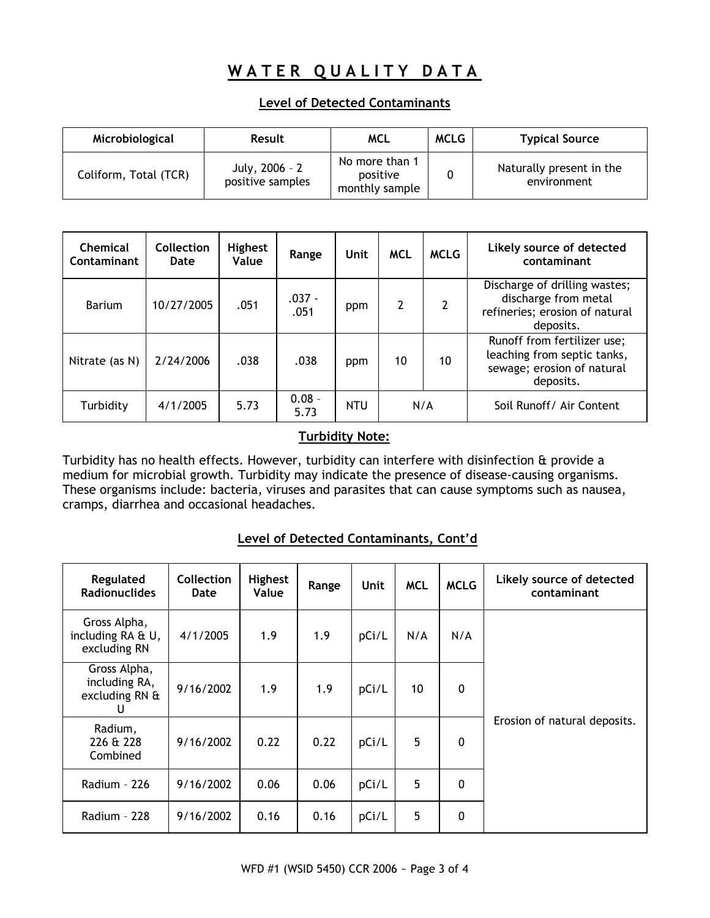# WATER QUALITY DATA

## Level of Detected Contaminants

| Microbiological | Result | MCL | MCLG | Typical Source |
|---|---|---|---|---|
| Coliform, Total (TCR) | July, 2006 – 2 positive samples | No more than 1 positive monthly sample | 0 | Naturally present in the environment |

| Chemical Contaminant | Collection Date | Highest Value | Range | Unit | MCL | MCLG | Likely source of detected contaminant |
|---|---|---|---|---|---|---|---|
| Barium | 10/27/2005 | .051 | .037 - .051 | ppm | 2 | 2 | Discharge of drilling wastes; discharge from metal refineries; erosion of natural deposits. |
| Nitrate (as N) | 2/24/2006 | .038 | .038 | ppm | 10 | 10 | Runoff from fertilizer use; leaching from septic tanks, sewage; erosion of natural deposits. |
| Turbidity | 4/1/2005 | 5.73 | 0.08 – 5.73 | NTU | N/A | | Soil Runoff/ Air Content |

### Turbidity Note:

Turbidity has no health effects. However, turbidity can interfere with disinfection & provide a medium for microbial growth. Turbidity may indicate the presence of disease-causing organisms. These organisms include: bacteria, viruses and parasites that can cause symptoms such as nausea, cramps, diarrhea and occasional headaches.

## Level of Detected Contaminants, Cont'd

| Regulated Radionuclides | Collection Date | Highest Value | Range | Unit | MCL | MCLG | Likely source of detected contaminant |
|---|---|---|---|---|---|---|---|
| Gross Alpha, including RA & U, excluding RN | 4/1/2005 | 1.9 | 1.9 | pCi/L | N/A | N/A | Erosion of natural deposits. |
| Gross Alpha, including RA, excluding RN & U | 9/16/2002 | 1.9 | 1.9 | pCi/L | 10 | 0 | |
| Radium, 226 & 228 Combined | 9/16/2002 | 0.22 | 0.22 | pCi/L | 5 | 0 | |
| Radium – 226 | 9/16/2002 | 0.06 | 0.06 | pCi/L | 5 | 0 | |
| Radium – 228 | 9/16/2002 | 0.16 | 0.16 | pCi/L | 5 | 0 | |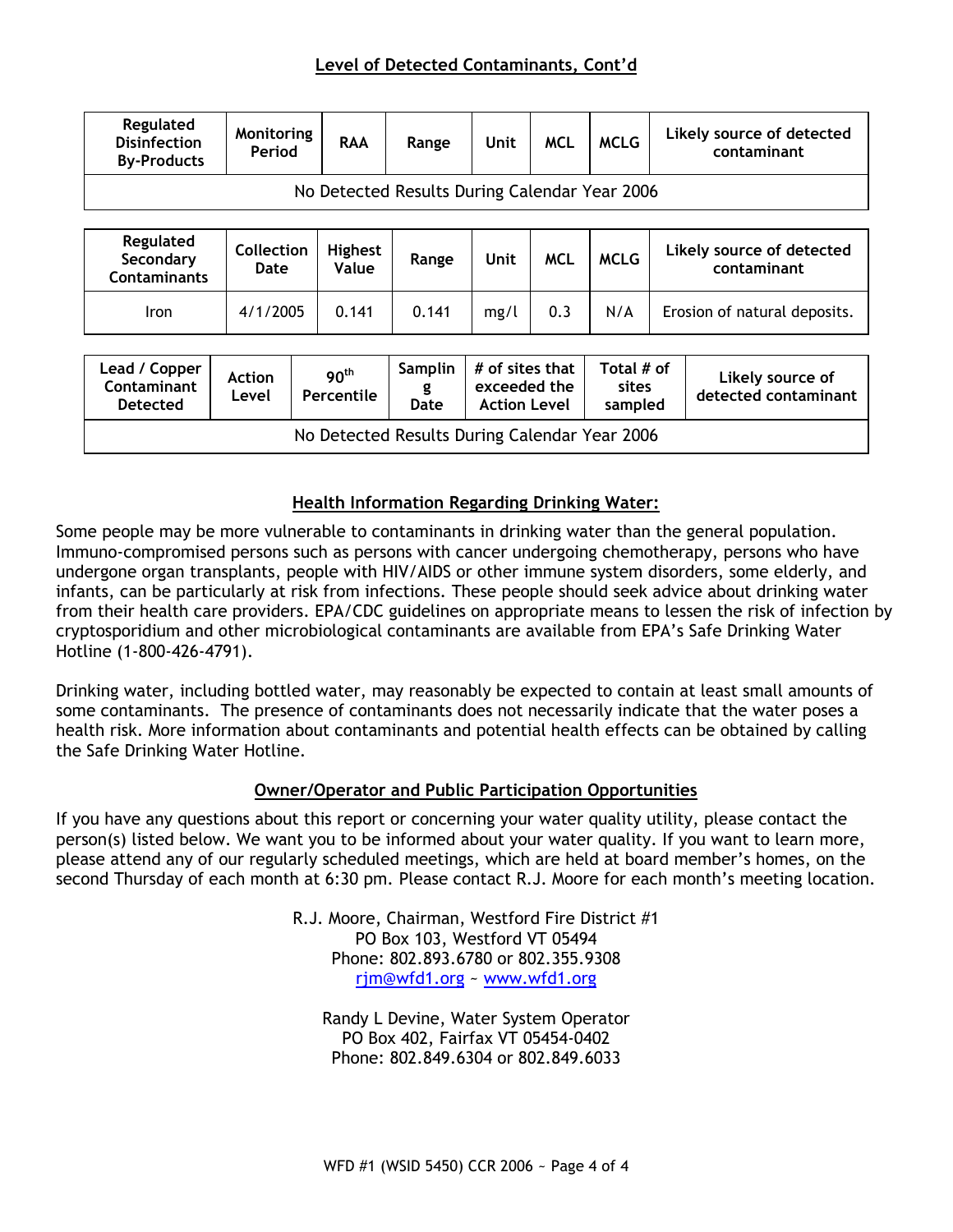## Level of Detected Contaminants, Cont'd

| Regulated Disinfection By-Products | Monitoring Period | RAA | Range | Unit | MCL | MCLG | Likely source of detected contaminant |
|---|---|---|---|---|---|---|---|
| No Detected Results During Calendar Year 2006 | | | | | | | |

| Regulated Secondary Contaminants | Collection Date | Highest Value | Range | Unit | MCL | MCLG | Likely source of detected contaminant |
|---|---|---|---|---|---|---|---|
| Iron | 4/1/2005 | 0.141 | 0.141 | mg/l | 0.3 | N/A | Erosion of natural deposits. |

| Lead / Copper Contaminant Detected | Action Level | 90th Percentile | Sampling Date | # of sites that exceeded the Action Level | Total # of sites sampled | Likely source of detected contaminant |
|---|---|---|---|---|---|---|
| No Detected Results During Calendar Year 2006 | | | | | | |

## Health Information Regarding Drinking Water:

Some people may be more vulnerable to contaminants in drinking water than the general population. Immuno-compromised persons such as persons with cancer undergoing chemotherapy, persons who have undergone organ transplants, people with HIV/AIDS or other immune system disorders, some elderly, and infants, can be particularly at risk from infections. These people should seek advice about drinking water from their health care providers. EPA/CDC guidelines on appropriate means to lessen the risk of infection by cryptosporidium and other microbiological contaminants are available from EPA's Safe Drinking Water Hotline (1-800-426-4791).

Drinking water, including bottled water, may reasonably be expected to contain at least small amounts of some contaminants. The presence of contaminants does not necessarily indicate that the water poses a health risk. More information about contaminants and potential health effects can be obtained by calling the Safe Drinking Water Hotline.

## Owner/Operator and Public Participation Opportunities

If you have any questions about this report or concerning your water quality utility, please contact the person(s) listed below. We want you to be informed about your water quality. If you want to learn more, please attend any of our regularly scheduled meetings, which are held at board member's homes, on the second Thursday of each month at 6:30 pm. Please contact R.J. Moore for each month's meeting location.

R.J. Moore, Chairman, Westford Fire District #1
PO Box 103, Westford VT 05494
Phone: 802.893.6780 or 802.355.9308
rjm@wfd1.org ~ www.wfd1.org

Randy L Devine, Water System Operator
PO Box 402, Fairfax VT 05454-0402
Phone: 802.849.6304 or 802.849.6033